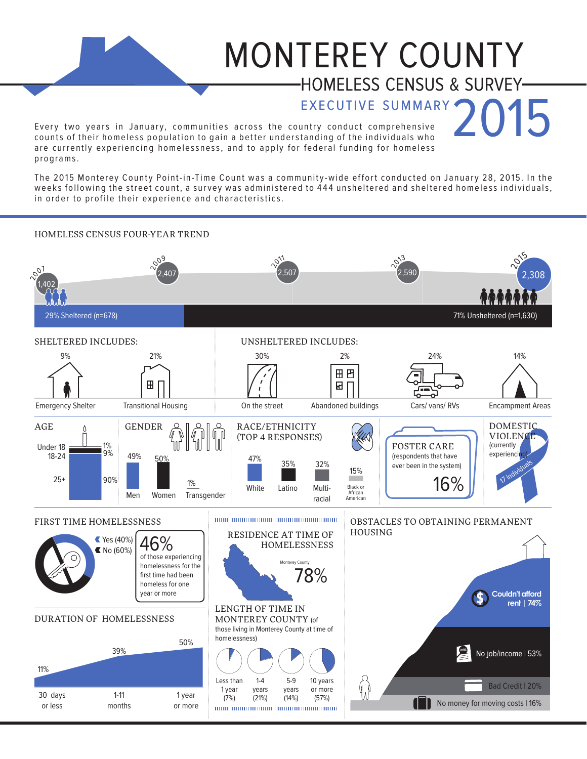# MONTEREY COUNTY

## HOMELESS CENSUS & SURVEY

### EXECUTIVE SUMMARY 2015

Every two years in January, communities across the country conduct comprehensive counts of their homeless population to gain a better understanding of the individuals who are currently experiencing homelessness, and to apply for federal funding for homeless programs.

The 2015 Monterey County Point-in-Time Count was a community-wide effort conducted on January 28, 2015. In the weeks following the street count, a survey was administered to 444 unsheltered and sheltered homeless individuals, in order to profile their experience and characteristics.

## HOMELESS CENSUS FOUR-YEAR TREND

| 2007 | 2009 | 2011 | 2013 | 2015 |
|---|---|---|---|---|
| 1,402 | 2,407 | 2,507 | 2,590 | 2,308 |

29% Sheltered (n=678)

71% Unsheltered (n=1,630)

### SHELTERED INCLUDES:

- 9% Emergency Shelter
- 21% Transitional Housing

### UNSHELTERED INCLUDES:

- 30% On the street
- 2% Abandoned buildings
- 24% Cars/ vans/ RVs
- 14% Encampment Areas

### AGE

| Age | % |
|---|---|
| Under 18 | 1% |
| 18-24 | 9% |
| 25+ | 90% |

### GENDER

| Men | Women | Transgender |
|---|---|---|
| 49% | 50% | 1% |

### RACE/ETHNICITY (TOP 4 RESPONSES)

| White | Latino | Multi-racial | Black or African American |
|---|---|---|---|
| 47% | 35% | 32% | 15% |

### FOSTER CARE

(respondents that have ever been in the system)

16%

### DOMESTIC VIOLENCE

(currently experiencing)

17 individuals

### FIRST TIME HOMELESSNESS

- Yes (40%)
- No (60%)

46% of those experiencing homelessness for the first time had been homeless for one year or more

### DURATION OF HOMELESSNESS

| 30 days or less | 1-11 months | 1 year or more |
|---|---|---|
| 11% | 39% | 50% |

### RESIDENCE AT TIME OF HOMELESSNESS

Monterey County 78%

### LENGTH OF TIME IN MONTEREY COUNTY (of those living in Monterey County at time of homelessness)

| Less than 1 year | 1-4 years | 5-9 years | 10 years or more |
|---|---|---|---|
| (7%) | (21%) | (14%) | (57%) |

### OBSTACLES TO OBTAINING PERMANENT HOUSING

- Couldn't afford rent | 74%
- No job/income | 53%
- Bad Credit | 20%
- No money for moving costs | 16%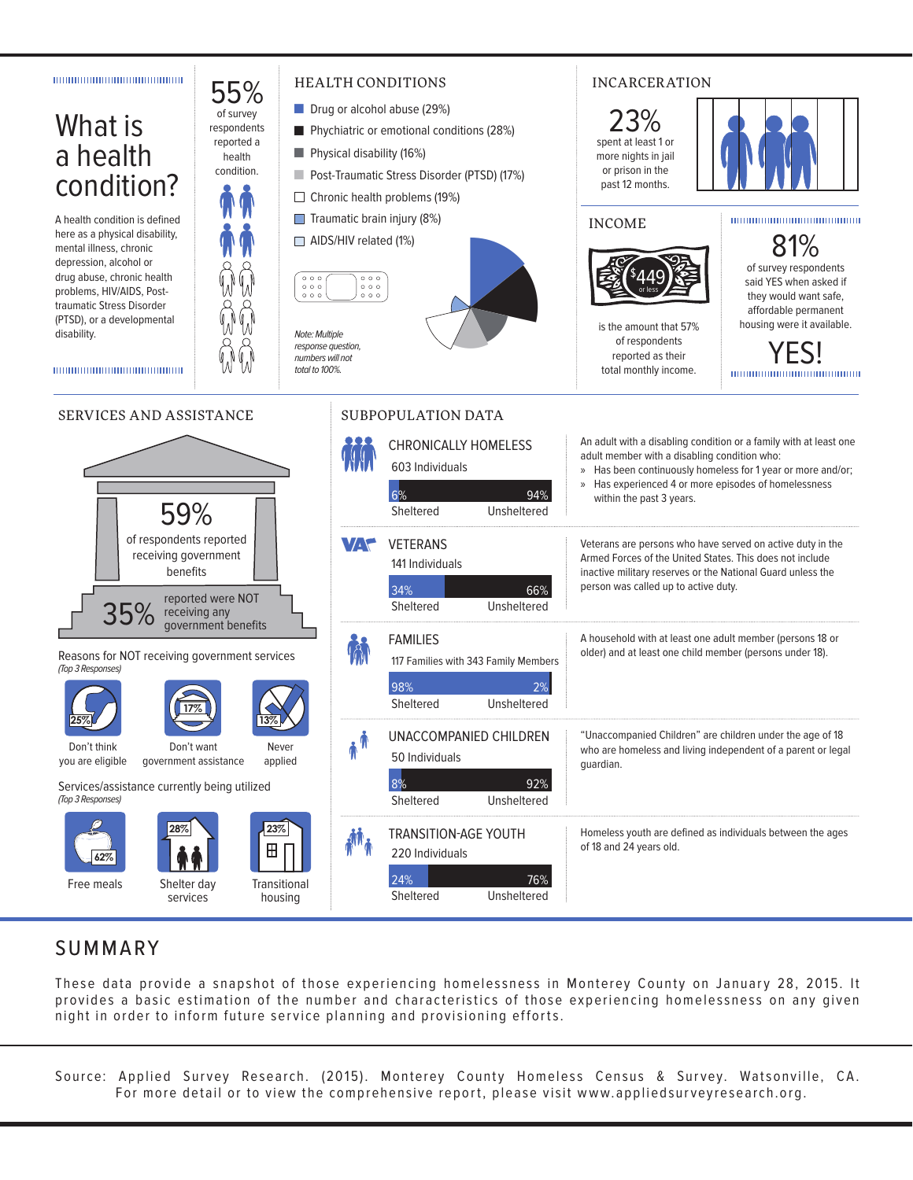# What is a health condition?

A health condition is defined here as a physical disability, mental illness, chronic depression, alcohol or drug abuse, chronic health problems, HIV/AIDS, Post-traumatic Stress Disorder (PTSD), or a developmental disability.

55%
of survey respondents reported a health condition.

## HEALTH CONDITIONS

- Drug or alcohol abuse (29%)
- Phychiatric or emotional conditions (28%)
- Physical disability (16%)
- Post-Traumatic Stress Disorder (PTSD) (17%)
- Chronic health problems (19%)
- Traumatic brain injury (8%)
- AIDS/HIV related (1%)

*Note: Multiple response question, numbers will not total to 100%.*

## INCARCERATION

23%
spent at least 1 or more nights in jail or prison in the past 12 months.

## INCOME

$449 or less

is the amount that 57% of respondents reported as their total monthly income.

81%
of survey respondents said YES when asked if they would want safe, affordable permanent housing were it available.

YES!

## SERVICES AND ASSISTANCE

59%
of respondents reported receiving government benefits

35% reported were NOT receiving any government benefits

Reasons for NOT receiving government services
*(Top 3 Responses)*

- 25% Don't think you are eligible
- 17% Don't want government assistance
- 13% Never applied

Services/assistance currently being utilized
*(Top 3 Responses)*

- 62% Free meals
- 28% Shelter day services
- 23% Transitional housing

## SUBPOPULATION DATA

### CHRONICALLY HOMELESS

603 Individuals

6% Sheltered | 94% Unsheltered

An adult with a disabling condition or a family with at least one adult member with a disabling condition who:

- » Has been continuously homeless for 1 year or more and/or;
- » Has experienced 4 or more episodes of homelessness within the past 3 years.

### VETERANS

141 Individuals

34% Sheltered | 66% Unsheltered

Veterans are persons who have served on active duty in the Armed Forces of the United States. This does not include inactive military reserves or the National Guard unless the person was called up to active duty.

### FAMILIES

117 Families with 343 Family Members

98% Sheltered | 2% Unsheltered

A household with at least one adult member (persons 18 or older) and at least one child member (persons under 18).

### UNACCOMPANIED CHILDREN

50 Individuals

8% Sheltered | 92% Unsheltered

"Unaccompanied Children" are children under the age of 18 who are homeless and living independent of a parent or legal guardian.

### TRANSITION-AGE YOUTH

220 Individuals

24% Sheltered | 76% Unsheltered

Homeless youth are defined as individuals between the ages of 18 and 24 years old.

## SUMMARY

These data provide a snapshot of those experiencing homelessness in Monterey County on January 28, 2015. It provides a basic estimation of the number and characteristics of those experiencing homelessness on any given night in order to inform future service planning and provisioning efforts.

Source: Applied Survey Research. (2015). Monterey County Homeless Census & Survey. Watsonville, CA. For more detail or to view the comprehensive report, please visit www.appliedsurveyresearch.org.